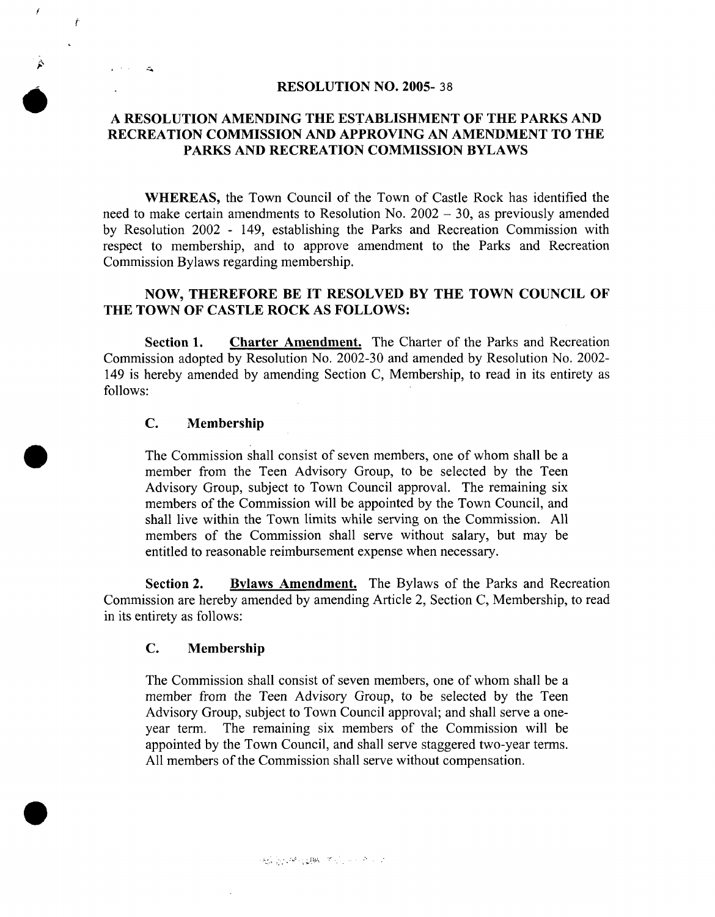# RESOLUTION NO. 2005- 38

## A RESOLUTION AMENDING THE ESTABLISHMENT OF THE PARKS AND RECREATION COMMISSION AND APPROVING AN AMENDMENT TO THE PARKS AND RECREATION COMMISSION BYLAWS

**WHEREAS,** the Town Council of the Town of Castle Rock has identified the need to make certain amendments to Resolution No. 2002 – 30, as previously amended by Resolution 2002 - 149, establishing the Parks and Recreation Commission with respect to membership, and to approve amendment to the Parks and Recreation Commission Bylaws regarding membership.

**NOW, THEREFORE BE IT RESOLVED BY THE TOWN COUNCIL OF THE TOWN OF CASTLE ROCK AS FOLLOWS:**

**Section 1.** **Charter Amendment.** The Charter of the Parks and Recreation Commission adopted by Resolution No. 2002-30 and amended by Resolution No. 2002-149 is hereby amended by amending Section C, Membership, to read in its entirety as follows:

**C. Membership**

The Commission shall consist of seven members, one of whom shall be a member from the Teen Advisory Group, to be selected by the Teen Advisory Group, subject to Town Council approval. The remaining six members of the Commission will be appointed by the Town Council, and shall live within the Town limits while serving on the Commission. All members of the Commission shall serve without salary, but may be entitled to reasonable reimbursement expense when necessary.

**Section 2.** **Bylaws Amendment.** The Bylaws of the Parks and Recreation Commission are hereby amended by amending Article 2, Section C, Membership, to read in its entirety as follows:

**C. Membership**

The Commission shall consist of seven members, one of whom shall be a member from the Teen Advisory Group, to be selected by the Teen Advisory Group, subject to Town Council approval; and shall serve a one-year term. The remaining six members of the Commission will be appointed by the Town Council, and shall serve staggered two-year terms. All members of the Commission shall serve without compensation.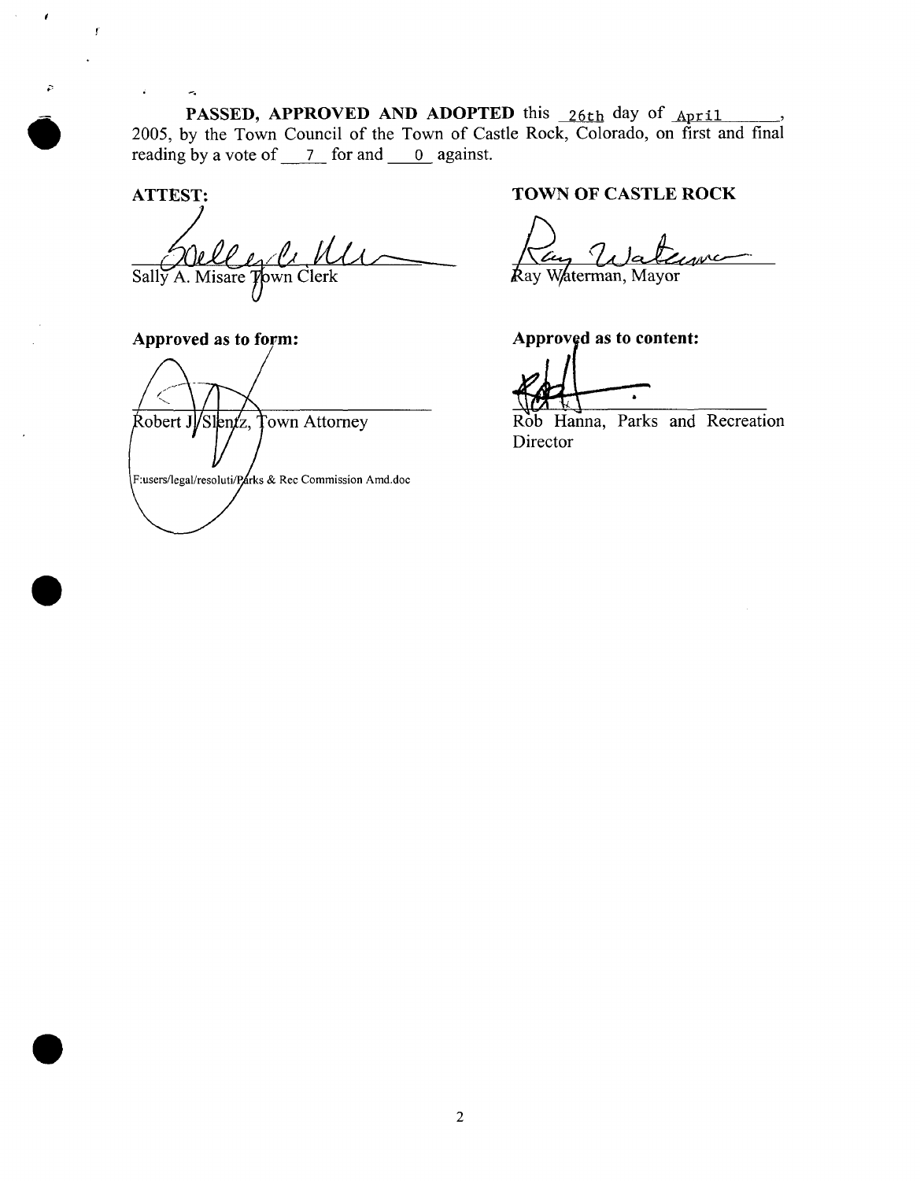**PASSED, APPROVED AND ADOPTED** this 26th day of April, 2005, by the Town Council of the Town of Castle Rock, Colorado, on first and final reading by a vote of 7 for and 0 against.

**ATTEST:**

Sally A. Misare Town Clerk

**TOWN OF CASTLE ROCK**

Ray Waterman, Mayor

**Approved as to form:**

Robert J. Slentz, Town Attorney

F:users/legal/resoluti/Parks & Rec Commission Amd.doc

**Approved as to content:**

Rob Hanna, Parks and Recreation Director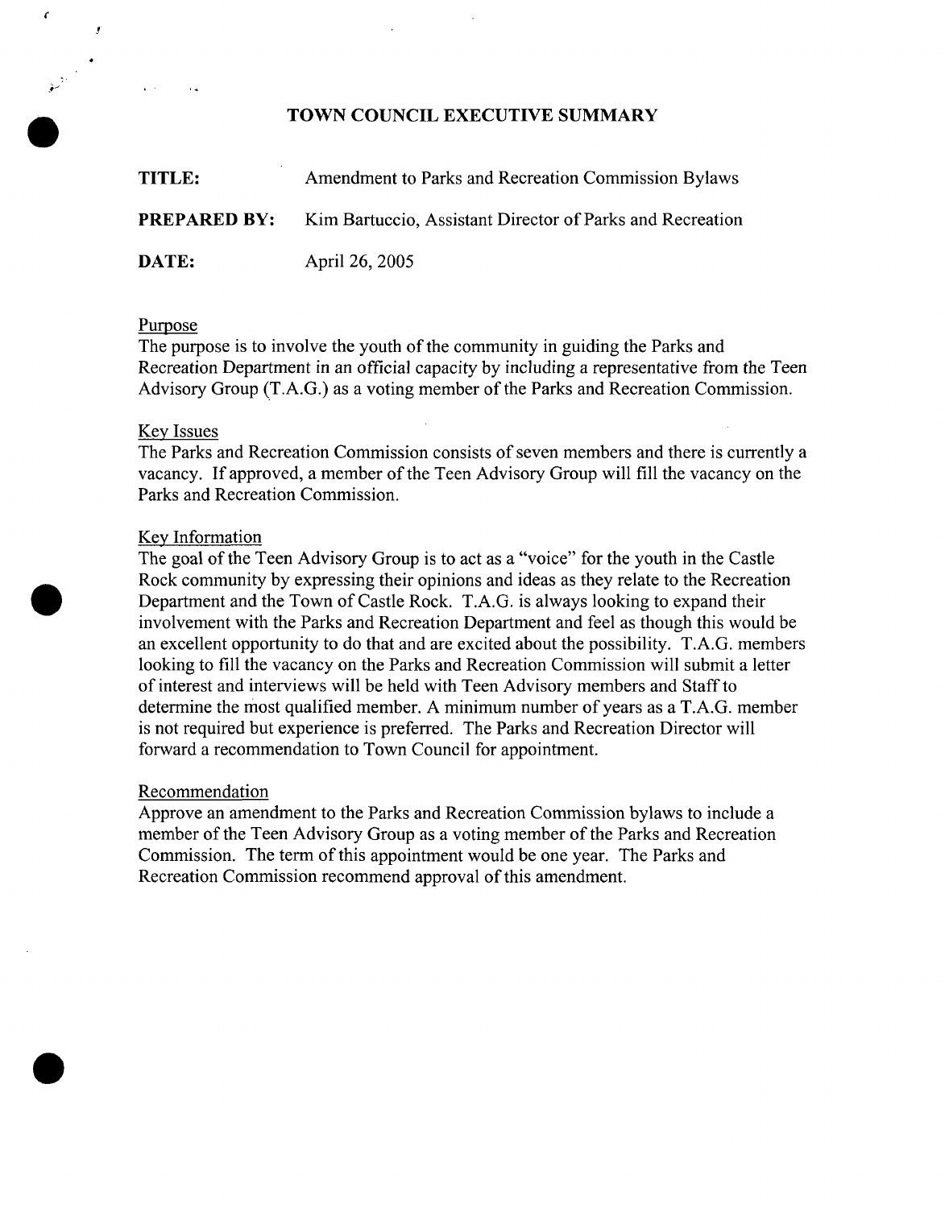# TOWN COUNCIL EXECUTIVE SUMMARY

**TITLE:** Amendment to Parks and Recreation Commission Bylaws

**PREPARED BY:** Kim Bartuccio, Assistant Director of Parks and Recreation

**DATE:** April 26, 2005

## Purpose

The purpose is to involve the youth of the community in guiding the Parks and Recreation Department in an official capacity by including a representative from the Teen Advisory Group (T.A.G.) as a voting member of the Parks and Recreation Commission.

## Key Issues

The Parks and Recreation Commission consists of seven members and there is currently a vacancy. If approved, a member of the Teen Advisory Group will fill the vacancy on the Parks and Recreation Commission.

## Key Information

The goal of the Teen Advisory Group is to act as a "voice" for the youth in the Castle Rock community by expressing their opinions and ideas as they relate to the Recreation Department and the Town of Castle Rock. T.A.G. is always looking to expand their involvement with the Parks and Recreation Department and feel as though this would be an excellent opportunity to do that and are excited about the possibility. T.A.G. members looking to fill the vacancy on the Parks and Recreation Commission will submit a letter of interest and interviews will be held with Teen Advisory members and Staff to determine the most qualified member. A minimum number of years as a T.A.G. member is not required but experience is preferred. The Parks and Recreation Director will forward a recommendation to Town Council for appointment.

## Recommendation

Approve an amendment to the Parks and Recreation Commission bylaws to include a member of the Teen Advisory Group as a voting member of the Parks and Recreation Commission. The term of this appointment would be one year. The Parks and Recreation Commission recommend approval of this amendment.